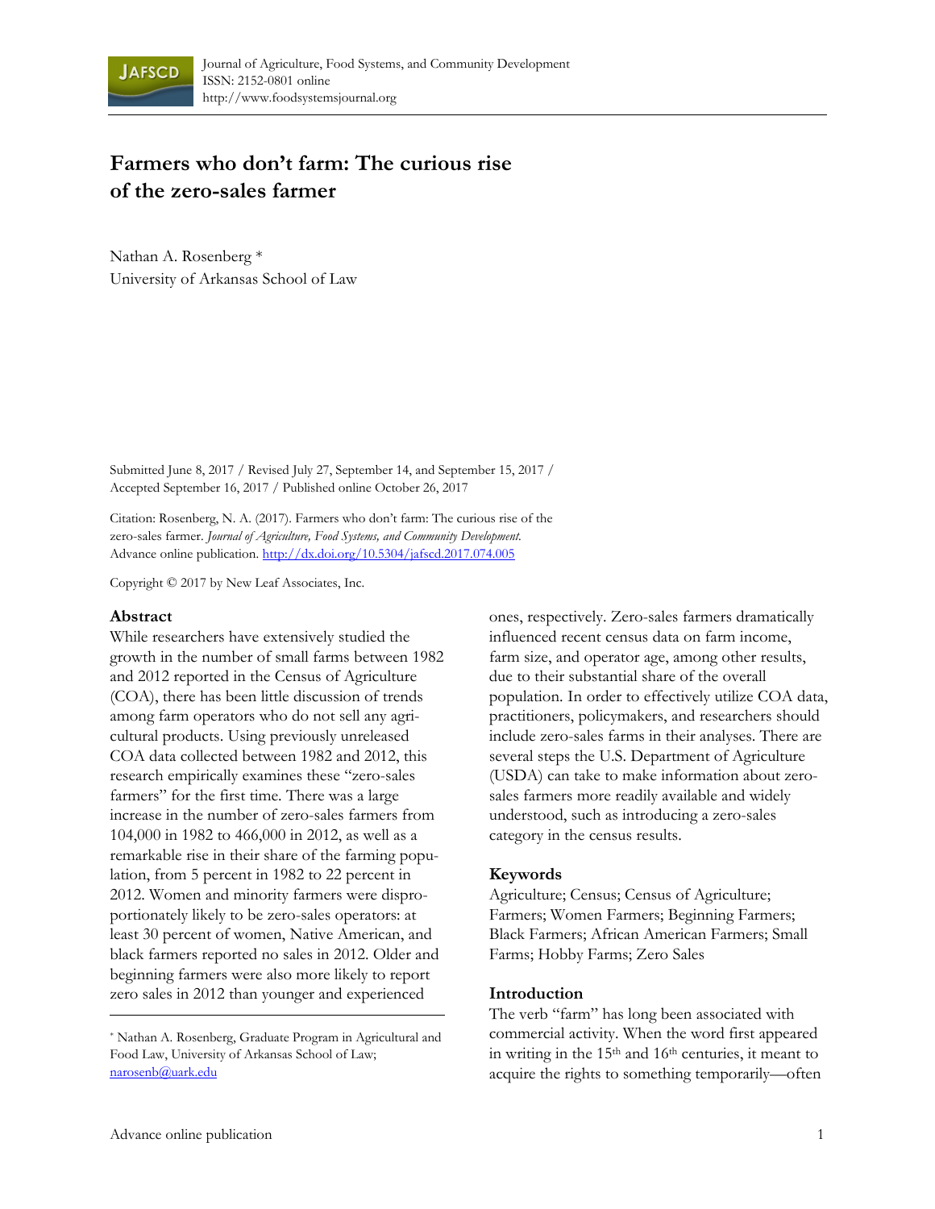# Farmers who don't farm: The curious rise of the zero-sales farmer

Nathan A. Rosenberg *
University of Arkansas School of Law

Submitted June 8, 2017 / Revised July 27, September 14, and September 15, 2017 / Accepted September 16, 2017 / Published online October 26, 2017

Citation: Rosenberg, N. A. (2017). Farmers who don't farm: The curious rise of the zero-sales farmer. *Journal of Agriculture, Food Systems, and Community Development.* Advance online publication. http://dx.doi.org/10.5304/jafscd.2017.074.005

Copyright © 2017 by New Leaf Associates, Inc.

## Abstract

While researchers have extensively studied the growth in the number of small farms between 1982 and 2012 reported in the Census of Agriculture (COA), there has been little discussion of trends among farm operators who do not sell any agricultural products. Using previously unreleased COA data collected between 1982 and 2012, this research empirically examines these "zero-sales farmers" for the first time. There was a large increase in the number of zero-sales farmers from 104,000 in 1982 to 466,000 in 2012, as well as a remarkable rise in their share of the farming population, from 5 percent in 1982 to 22 percent in 2012. Women and minority farmers were disproportionately likely to be zero-sales operators: at least 30 percent of women, Native American, and black farmers reported no sales in 2012. Older and beginning farmers were also more likely to report zero sales in 2012 than younger and experienced ones, respectively. Zero-sales farmers dramatically influenced recent census data on farm income, farm size, and operator age, among other results, due to their substantial share of the overall population. In order to effectively utilize COA data, practitioners, policymakers, and researchers should include zero-sales farms in their analyses. There are several steps the U.S. Department of Agriculture (USDA) can take to make information about zero-sales farmers more readily available and widely understood, such as introducing a zero-sales category in the census results.

## Keywords

Agriculture; Census; Census of Agriculture; Farmers; Women Farmers; Beginning Farmers; Black Farmers; African American Farmers; Small Farms; Hobby Farms; Zero Sales

## Introduction

The verb "farm" has long been associated with commercial activity. When the word first appeared in writing in the 15th and 16th centuries, it meant to acquire the rights to something temporarily—often

* Nathan A. Rosenberg, Graduate Program in Agricultural and Food Law, University of Arkansas School of Law; narosenb@uark.edu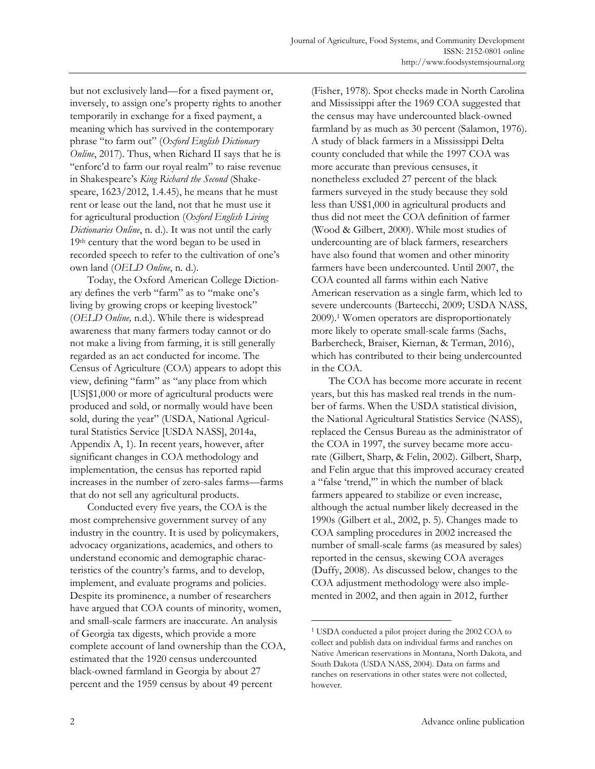but not exclusively land—for a fixed payment or, inversely, to assign one's property rights to another temporarily in exchange for a fixed payment, a meaning which has survived in the contemporary phrase "to farm out" (*Oxford English Dictionary Online*, 2017). Thus, when Richard II says that he is "enforc'd to farm our royal realm" to raise revenue in Shakespeare's *King Richard the Second* (Shakespeare, 1623/2012, 1.4.45), he means that he must rent or lease out the land, not that he must use it for agricultural production (*Oxford English Living Dictionaries Online*, n. d.). It was not until the early 19th century that the word began to be used in recorded speech to refer to the cultivation of one's own land (*OELD Online*, n. d.).

Today, the Oxford American College Dictionary defines the verb "farm" as to "make one's living by growing crops or keeping livestock" (*OELD Online,* n.d.). While there is widespread awareness that many farmers today cannot or do not make a living from farming, it is still generally regarded as an act conducted for income. The Census of Agriculture (COA) appears to adopt this view, defining "farm" as "any place from which [US]$1,000 or more of agricultural products were produced and sold, or normally would have been sold, during the year" (USDA, National Agricultural Statistics Service [USDA NASS], 2014a, Appendix A, 1). In recent years, however, after significant changes in COA methodology and implementation, the census has reported rapid increases in the number of zero-sales farms—farms that do not sell any agricultural products.

Conducted every five years, the COA is the most comprehensive government survey of any industry in the country. It is used by policymakers, advocacy organizations, academics, and others to understand economic and demographic characteristics of the country's farms, and to develop, implement, and evaluate programs and policies. Despite its prominence, a number of researchers have argued that COA counts of minority, women, and small-scale farmers are inaccurate. An analysis of Georgia tax digests, which provide a more complete account of land ownership than the COA, estimated that the 1920 census undercounted black-owned farmland in Georgia by about 27 percent and the 1959 census by about 49 percent (Fisher, 1978). Spot checks made in North Carolina and Mississippi after the 1969 COA suggested that the census may have undercounted black-owned farmland by as much as 30 percent (Salamon, 1976). A study of black farmers in a Mississippi Delta county concluded that while the 1997 COA was more accurate than previous censuses, it nonetheless excluded 27 percent of the black farmers surveyed in the study because they sold less than US$1,000 in agricultural products and thus did not meet the COA definition of farmer (Wood & Gilbert, 2000). While most studies of undercounting are of black farmers, researchers have also found that women and other minority farmers have been undercounted. Until 2007, the COA counted all farms within each Native American reservation as a single farm, which led to severe undercounts (Bartecchi, 2009; USDA NASS, 2009).[1] Women operators are disproportionately more likely to operate small-scale farms (Sachs, Barbercheck, Braiser, Kiernan, & Terman, 2016), which has contributed to their being undercounted in the COA.

The COA has become more accurate in recent years, but this has masked real trends in the number of farms. When the USDA statistical division, the National Agricultural Statistics Service (NASS), replaced the Census Bureau as the administrator of the COA in 1997, the survey became more accurate (Gilbert, Sharp, & Felin, 2002). Gilbert, Sharp, and Felin argue that this improved accuracy created a "false 'trend,'" in which the number of black farmers appeared to stabilize or even increase, although the actual number likely decreased in the 1990s (Gilbert et al., 2002, p. 5). Changes made to COA sampling procedures in 2002 increased the number of small-scale farms (as measured by sales) reported in the census, skewing COA averages (Duffy, 2008). As discussed below, changes to the COA adjustment methodology were also implemented in 2002, and then again in 2012, further

[1] USDA conducted a pilot project during the 2002 COA to collect and publish data on individual farms and ranches on Native American reservations in Montana, North Dakota, and South Dakota (USDA NASS, 2004). Data on farms and ranches on reservations in other states were not collected, however.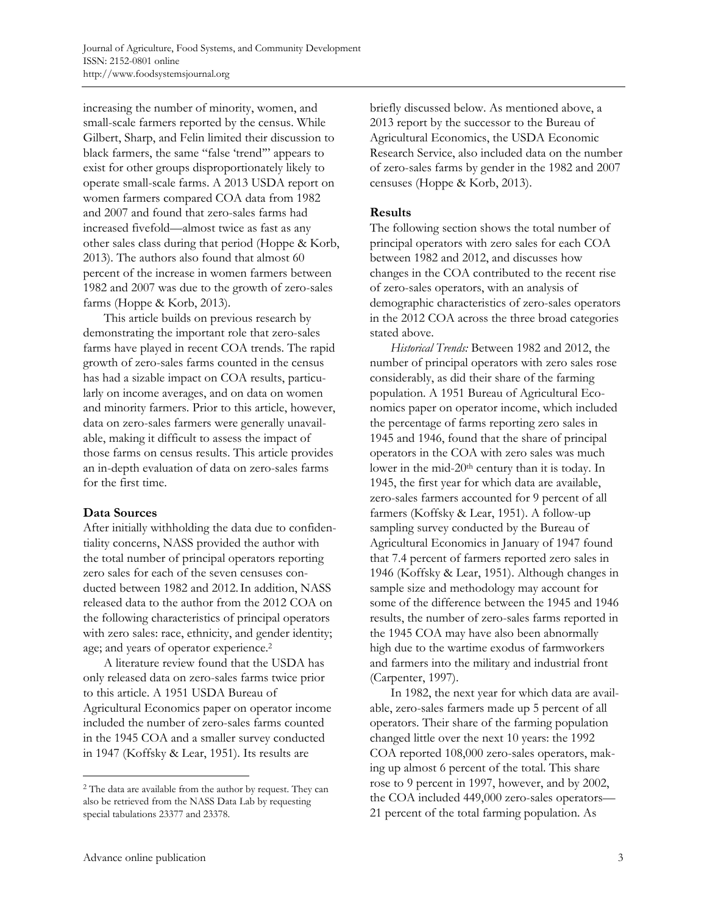increasing the number of minority, women, and small-scale farmers reported by the census. While Gilbert, Sharp, and Felin limited their discussion to black farmers, the same "false 'trend'" appears to exist for other groups disproportionately likely to operate small-scale farms. A 2013 USDA report on women farmers compared COA data from 1982 and 2007 and found that zero-sales farms had increased fivefold—almost twice as fast as any other sales class during that period (Hoppe & Korb, 2013). The authors also found that almost 60 percent of the increase in women farmers between 1982 and 2007 was due to the growth of zero-sales farms (Hoppe & Korb, 2013).

This article builds on previous research by demonstrating the important role that zero-sales farms have played in recent COA trends. The rapid growth of zero-sales farms counted in the census has had a sizable impact on COA results, particularly on income averages, and on data on women and minority farmers. Prior to this article, however, data on zero-sales farmers were generally unavailable, making it difficult to assess the impact of those farms on census results. This article provides an in-depth evaluation of data on zero-sales farms for the first time.

## Data Sources

After initially withholding the data due to confidentiality concerns, NASS provided the author with the total number of principal operators reporting zero sales for each of the seven censuses conducted between 1982 and 2012. In addition, NASS released data to the author from the 2012 COA on the following characteristics of principal operators with zero sales: race, ethnicity, and gender identity; age; and years of operator experience.[2]

A literature review found that the USDA has only released data on zero-sales farms twice prior to this article. A 1951 USDA Bureau of Agricultural Economics paper on operator income included the number of zero-sales farms counted in the 1945 COA and a smaller survey conducted in 1947 (Koffsky & Lear, 1951). Its results are briefly discussed below. As mentioned above, a 2013 report by the successor to the Bureau of Agricultural Economics, the USDA Economic Research Service, also included data on the number of zero-sales farms by gender in the 1982 and 2007 censuses (Hoppe & Korb, 2013).

## Results

The following section shows the total number of principal operators with zero sales for each COA between 1982 and 2012, and discusses how changes in the COA contributed to the recent rise of zero-sales operators, with an analysis of demographic characteristics of zero-sales operators in the 2012 COA across the three broad categories stated above.

*Historical Trends:* Between 1982 and 2012, the number of principal operators with zero sales rose considerably, as did their share of the farming population. A 1951 Bureau of Agricultural Economics paper on operator income, which included the percentage of farms reporting zero sales in 1945 and 1946, found that the share of principal operators in the COA with zero sales was much lower in the mid-20th century than it is today. In 1945, the first year for which data are available, zero-sales farmers accounted for 9 percent of all farmers (Koffsky & Lear, 1951). A follow-up sampling survey conducted by the Bureau of Agricultural Economics in January of 1947 found that 7.4 percent of farmers reported zero sales in 1946 (Koffsky & Lear, 1951). Although changes in sample size and methodology may account for some of the difference between the 1945 and 1946 results, the number of zero-sales farms reported in the 1945 COA may have also been abnormally high due to the wartime exodus of farmworkers and farmers into the military and industrial front (Carpenter, 1997).

In 1982, the next year for which data are available, zero-sales farmers made up 5 percent of all operators. Their share of the farming population changed little over the next 10 years: the 1992 COA reported 108,000 zero-sales operators, making up almost 6 percent of the total. This share rose to 9 percent in 1997, however, and by 2002, the COA included 449,000 zero-sales operators—21 percent of the total farming population. As

[2] The data are available from the author by request. They can also be retrieved from the NASS Data Lab by requesting special tabulations 23377 and 23378.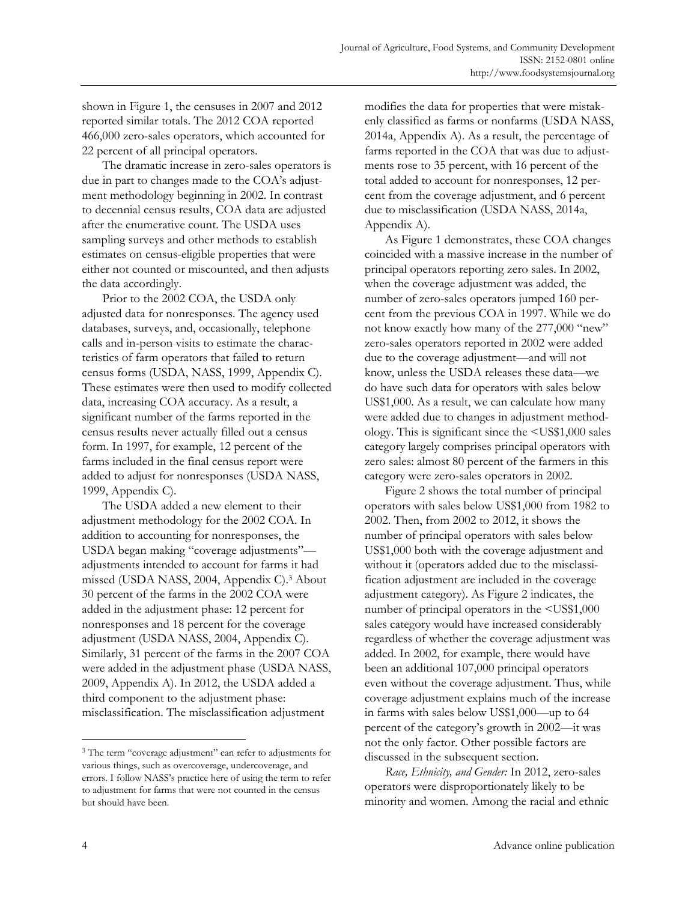shown in Figure 1, the censuses in 2007 and 2012 reported similar totals. The 2012 COA reported 466,000 zero-sales operators, which accounted for 22 percent of all principal operators.

The dramatic increase in zero-sales operators is due in part to changes made to the COA's adjustment methodology beginning in 2002. In contrast to decennial census results, COA data are adjusted after the enumerative count. The USDA uses sampling surveys and other methods to establish estimates on census-eligible properties that were either not counted or miscounted, and then adjusts the data accordingly.

Prior to the 2002 COA, the USDA only adjusted data for nonresponses. The agency used databases, surveys, and, occasionally, telephone calls and in-person visits to estimate the characteristics of farm operators that failed to return census forms (USDA, NASS, 1999, Appendix C). These estimates were then used to modify collected data, increasing COA accuracy. As a result, a significant number of the farms reported in the census results never actually filled out a census form. In 1997, for example, 12 percent of the farms included in the final census report were added to adjust for nonresponses (USDA NASS, 1999, Appendix C).

The USDA added a new element to their adjustment methodology for the 2002 COA. In addition to accounting for nonresponses, the USDA began making "coverage adjustments"—adjustments intended to account for farms it had missed (USDA NASS, 2004, Appendix C).[3] About 30 percent of the farms in the 2002 COA were added in the adjustment phase: 12 percent for nonresponses and 18 percent for the coverage adjustment (USDA NASS, 2004, Appendix C). Similarly, 31 percent of the farms in the 2007 COA were added in the adjustment phase (USDA NASS, 2009, Appendix A). In 2012, the USDA added a third component to the adjustment phase: misclassification. The misclassification adjustment modifies the data for properties that were mistakenly classified as farms or nonfarms (USDA NASS, 2014a, Appendix A). As a result, the percentage of farms reported in the COA that was due to adjustments rose to 35 percent, with 16 percent of the total added to account for nonresponses, 12 percent from the coverage adjustment, and 6 percent due to misclassification (USDA NASS, 2014a, Appendix A).

As Figure 1 demonstrates, these COA changes coincided with a massive increase in the number of principal operators reporting zero sales. In 2002, when the coverage adjustment was added, the number of zero-sales operators jumped 160 percent from the previous COA in 1997. While we do not know exactly how many of the 277,000 "new" zero-sales operators reported in 2002 were added due to the coverage adjustment—and will not know, unless the USDA releases these data—we do have such data for operators with sales below US$1,000. As a result, we can calculate how many were added due to changes in adjustment methodology. This is significant since the <US$1,000 sales category largely comprises principal operators with zero sales: almost 80 percent of the farmers in this category were zero-sales operators in 2002.

Figure 2 shows the total number of principal operators with sales below US$1,000 from 1982 to 2002. Then, from 2002 to 2012, it shows the number of principal operators with sales below US$1,000 both with the coverage adjustment and without it (operators added due to the misclassification adjustment are included in the coverage adjustment category). As Figure 2 indicates, the number of principal operators in the <US$1,000 sales category would have increased considerably regardless of whether the coverage adjustment was added. In 2002, for example, there would have been an additional 107,000 principal operators even without the coverage adjustment. Thus, while coverage adjustment explains much of the increase in farms with sales below US$1,000—up to 64 percent of the category's growth in 2002—it was not the only factor. Other possible factors are discussed in the subsequent section.

*Race, Ethnicity, and Gender:* In 2012, zero-sales operators were disproportionately likely to be minority and women. Among the racial and ethnic

[3] The term "coverage adjustment" can refer to adjustments for various things, such as overcoverage, undercoverage, and errors. I follow NASS's practice here of using the term to refer to adjustment for farms that were not counted in the census but should have been.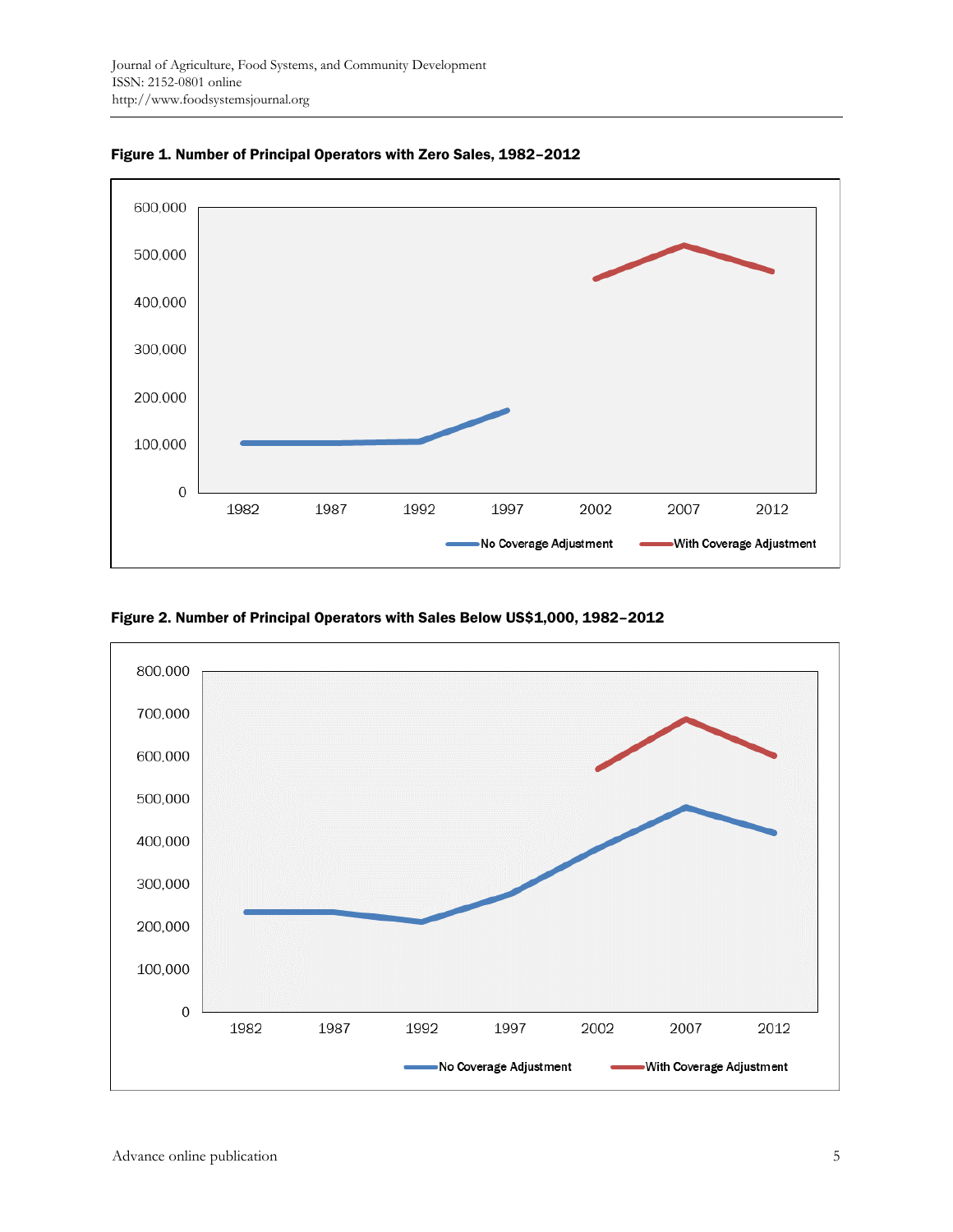**Figure 1. Number of Principal Operators with Zero Sales, 1982–2012**

**Figure 2. Number of Principal Operators with Sales Below US$1,000, 1982–2012**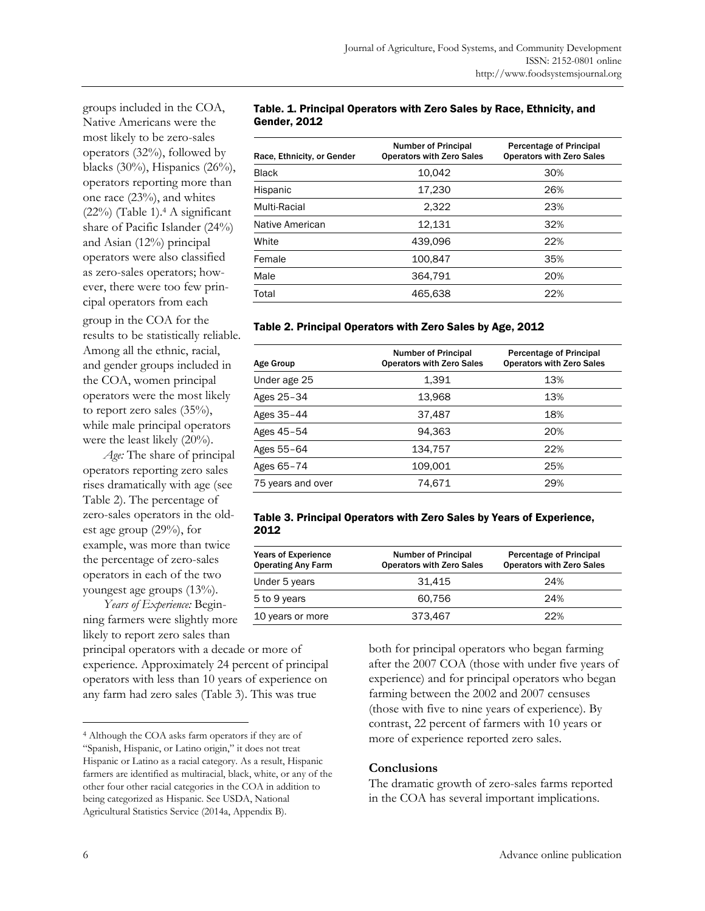groups included in the COA, Native Americans were the most likely to be zero-sales operators (32%), followed by blacks (30%), Hispanics (26%), operators reporting more than one race (23%), and whites (22%) (Table 1).[4] A significant share of Pacific Islander (24%) and Asian (12%) principal operators were also classified as zero-sales operators; however, there were too few principal operators from each group in the COA for the results to be statistically reliable. Among all the ethnic, racial, and gender groups included in the COA, women principal operators were the most likely to report zero sales (35%), while male principal operators were the least likely (20%).

*Age:* The share of principal operators reporting zero sales rises dramatically with age (see Table 2). The percentage of zero-sales operators in the oldest age group (29%), for example, was more than twice the percentage of zero-sales operators in each of the two youngest age groups (13%).

*Years of Experience:* Beginning farmers were slightly more likely to report zero sales than principal operators with a decade or more of experience. Approximately 24 percent of principal operators with less than 10 years of experience on any farm had zero sales (Table 3). This was true both for principal operators who began farming after the 2007 COA (those with under five years of experience) and for principal operators who began farming between the 2002 and 2007 censuses (those with five to nine years of experience). By contrast, 22 percent of farmers with 10 years or more of experience reported zero sales.

**Table. 1. Principal Operators with Zero Sales by Race, Ethnicity, and Gender, 2012**

| Race, Ethnicity, or Gender | Number of Principal Operators with Zero Sales | Percentage of Principal Operators with Zero Sales |
|---|---|---|
| Black | 10,042 | 30% |
| Hispanic | 17,230 | 26% |
| Multi-Racial | 2,322 | 23% |
| Native American | 12,131 | 32% |
| White | 439,096 | 22% |
| Female | 100,847 | 35% |
| Male | 364,791 | 20% |
| Total | 465,638 | 22% |

**Table 2. Principal Operators with Zero Sales by Age, 2012**

| Age Group | Number of Principal Operators with Zero Sales | Percentage of Principal Operators with Zero Sales |
|---|---|---|
| Under age 25 | 1,391 | 13% |
| Ages 25–34 | 13,968 | 13% |
| Ages 35–44 | 37,487 | 18% |
| Ages 45–54 | 94,363 | 20% |
| Ages 55–64 | 134,757 | 22% |
| Ages 65–74 | 109,001 | 25% |
| 75 years and over | 74,671 | 29% |

**Table 3. Principal Operators with Zero Sales by Years of Experience, 2012**

| Years of Experience Operating Any Farm | Number of Principal Operators with Zero Sales | Percentage of Principal Operators with Zero Sales |
|---|---|---|
| Under 5 years | 31,415 | 24% |
| 5 to 9 years | 60,756 | 24% |
| 10 years or more | 373,467 | 22% |

## Conclusions

The dramatic growth of zero-sales farms reported in the COA has several important implications.

[4] Although the COA asks farm operators if they are of "Spanish, Hispanic, or Latino origin," it does not treat Hispanic or Latino as a racial category. As a result, Hispanic farmers are identified as multiracial, black, white, or any of the other four other racial categories in the COA in addition to being categorized as Hispanic. See USDA, National Agricultural Statistics Service (2014a, Appendix B).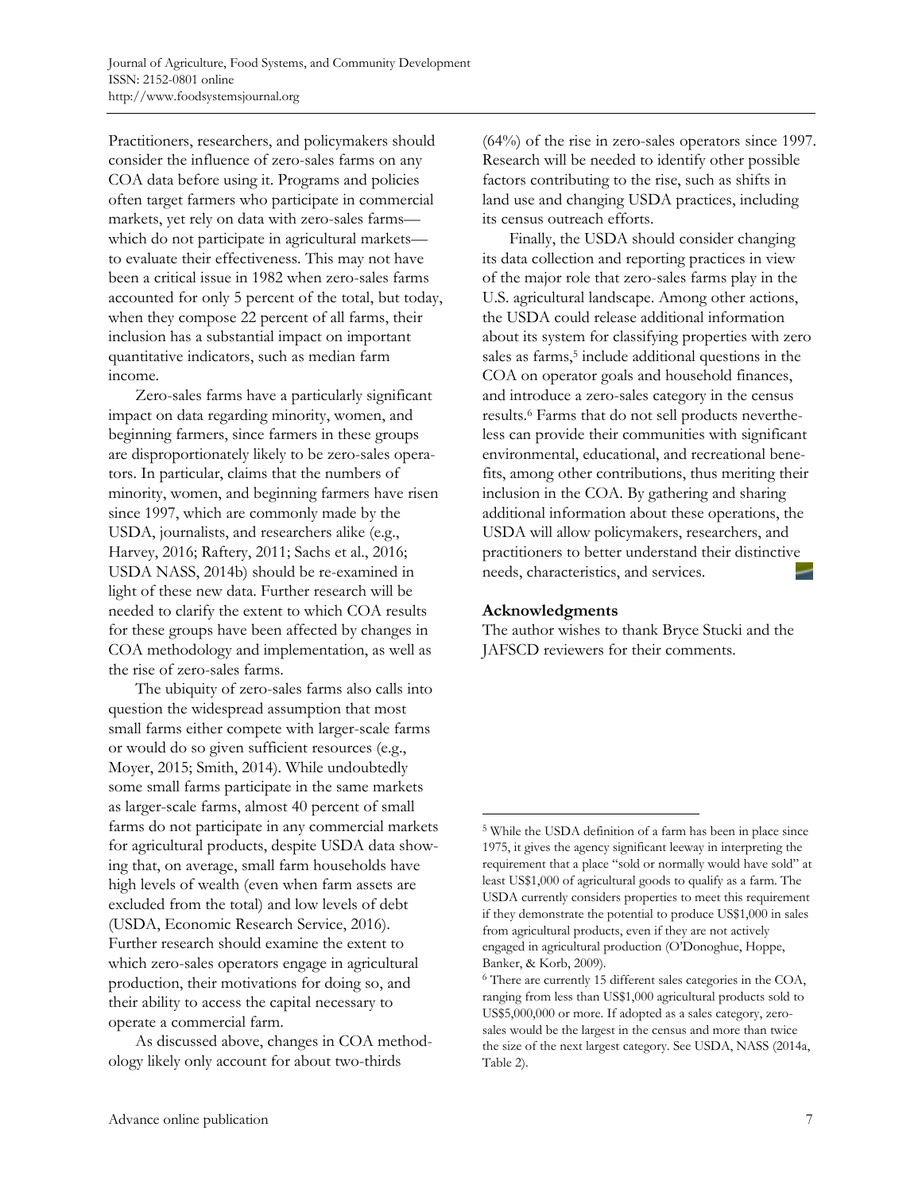Practitioners, researchers, and policymakers should consider the influence of zero-sales farms on any COA data before using it. Programs and policies often target farmers who participate in commercial markets, yet rely on data with zero-sales farms—which do not participate in agricultural markets—to evaluate their effectiveness. This may not have been a critical issue in 1982 when zero-sales farms accounted for only 5 percent of the total, but today, when they compose 22 percent of all farms, their inclusion has a substantial impact on important quantitative indicators, such as median farm income.

Zero-sales farms have a particularly significant impact on data regarding minority, women, and beginning farmers, since farmers in these groups are disproportionately likely to be zero-sales operators. In particular, claims that the numbers of minority, women, and beginning farmers have risen since 1997, which are commonly made by the USDA, journalists, and researchers alike (e.g., Harvey, 2016; Raftery, 2011; Sachs et al., 2016; USDA NASS, 2014b) should be re-examined in light of these new data. Further research will be needed to clarify the extent to which COA results for these groups have been affected by changes in COA methodology and implementation, as well as the rise of zero-sales farms.

The ubiquity of zero-sales farms also calls into question the widespread assumption that most small farms either compete with larger-scale farms or would do so given sufficient resources (e.g., Moyer, 2015; Smith, 2014). While undoubtedly some small farms participate in the same markets as larger-scale farms, almost 40 percent of small farms do not participate in any commercial markets for agricultural products, despite USDA data showing that, on average, small farm households have high levels of wealth (even when farm assets are excluded from the total) and low levels of debt (USDA, Economic Research Service, 2016). Further research should examine the extent to which zero-sales operators engage in agricultural production, their motivations for doing so, and their ability to access the capital necessary to operate a commercial farm.

As discussed above, changes in COA methodology likely only account for about two-thirds (64%) of the rise in zero-sales operators since 1997. Research will be needed to identify other possible factors contributing to the rise, such as shifts in land use and changing USDA practices, including its census outreach efforts.

Finally, the USDA should consider changing its data collection and reporting practices in view of the major role that zero-sales farms play in the U.S. agricultural landscape. Among other actions, the USDA could release additional information about its system for classifying properties with zero sales as farms,[5] include additional questions in the COA on operator goals and household finances, and introduce a zero-sales category in the census results.[6] Farms that do not sell products nevertheless can provide their communities with significant environmental, educational, and recreational benefits, among other contributions, thus meriting their inclusion in the COA. By gathering and sharing additional information about these operations, the USDA will allow policymakers, researchers, and practitioners to better understand their distinctive needs, characteristics, and services.

## Acknowledgments

The author wishes to thank Bryce Stucki and the JAFSCD reviewers for their comments.

---

[5] While the USDA definition of a farm has been in place since 1975, it gives the agency significant leeway in interpreting the requirement that a place "sold or normally would have sold" at least US$1,000 of agricultural goods to qualify as a farm. The USDA currently considers properties to meet this requirement if they demonstrate the potential to produce US$1,000 in sales from agricultural products, even if they are not actively engaged in agricultural production (O'Donoghue, Hoppe, Banker, & Korb, 2009).

[6] There are currently 15 different sales categories in the COA, ranging from less than US$1,000 agricultural products sold to US$5,000,000 or more. If adopted as a sales category, zero-sales would be the largest in the census and more than twice the size of the next largest category. See USDA, NASS (2014a, Table 2).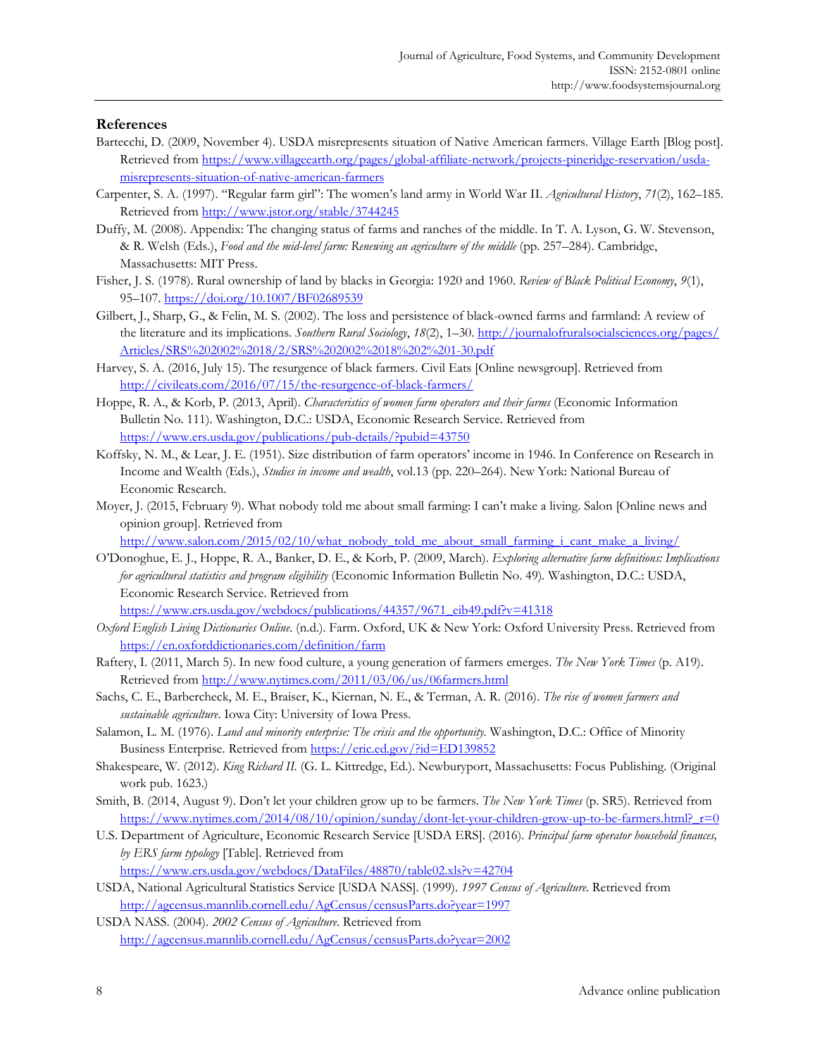## References

Bartecchi, D. (2009, November 4). USDA misrepresents situation of Native American farmers. Village Earth [Blog post]. Retrieved from https://www.villageearth.org/pages/global-affiliate-network/projects-pineridge-reservation/usda-misrepresents-situation-of-native-american-farmers

Carpenter, S. A. (1997). "Regular farm girl": The women's land army in World War II. *Agricultural History*, *71*(2), 162–185. Retrieved from http://www.jstor.org/stable/3744245

Duffy, M. (2008). Appendix: The changing status of farms and ranches of the middle. In T. A. Lyson, G. W. Stevenson, & R. Welsh (Eds.), *Food and the mid-level farm: Renewing an agriculture of the middle* (pp. 257–284). Cambridge, Massachusetts: MIT Press.

Fisher, J. S. (1978). Rural ownership of land by blacks in Georgia: 1920 and 1960. *Review of Black Political Economy*, *9*(1), 95–107. https://doi.org/10.1007/BF02689539

Gilbert, J., Sharp, G., & Felin, M. S. (2002). The loss and persistence of black-owned farms and farmland: A review of the literature and its implications. *Southern Rural Sociology*, *18*(2), 1–30. http://journalofruralsocialsciences.org/pages/Articles/SRS%202002%2018/2/SRS%202002%2018%202%201-30.pdf

Harvey, S. A. (2016, July 15). The resurgence of black farmers. Civil Eats [Online newsgroup]. Retrieved from http://civileats.com/2016/07/15/the-resurgence-of-black-farmers/

Hoppe, R. A., & Korb, P. (2013, April). *Characteristics of women farm operators and their farms* (Economic Information Bulletin No. 111). Washington, D.C.: USDA, Economic Research Service. Retrieved from https://www.ers.usda.gov/publications/pub-details/?pubid=43750

Koffsky, N. M., & Lear, J. E. (1951). Size distribution of farm operators' income in 1946. In Conference on Research in Income and Wealth (Eds.), *Studies in income and wealth*, vol.13 (pp. 220–264). New York: National Bureau of Economic Research.

Moyer, J. (2015, February 9). What nobody told me about small farming: I can't make a living. Salon [Online news and opinion group]. Retrieved from http://www.salon.com/2015/02/10/what_nobody_told_me_about_small_farming_i_cant_make_a_living/

O'Donoghue, E. J., Hoppe, R. A., Banker, D. E., & Korb, P. (2009, March). *Exploring alternative farm definitions: Implications for agricultural statistics and program eligibility* (Economic Information Bulletin No. 49). Washington, D.C.: USDA, Economic Research Service. Retrieved from https://www.ers.usda.gov/webdocs/publications/44357/9671_eib49.pdf?v=41318

*Oxford English Living Dictionaries Online*. (n.d.). Farm. Oxford, UK & New York: Oxford University Press. Retrieved from https://en.oxforddictionaries.com/definition/farm

Raftery, I. (2011, March 5). In new food culture, a young generation of farmers emerges. *The New York Times* (p. A19). Retrieved from http://www.nytimes.com/2011/03/06/us/06farmers.html

Sachs, C. E., Barbercheck, M. E., Braiser, K., Kiernan, N. E., & Terman, A. R. (2016). *The rise of women farmers and sustainable agriculture*. Iowa City: University of Iowa Press.

Salamon, L. M. (1976). *Land and minority enterprise: The crisis and the opportunity*. Washington, D.C.: Office of Minority Business Enterprise. Retrieved from https://eric.ed.gov/?id=ED139852

Shakespeare, W. (2012). *King Richard II*. (G. L. Kittredge, Ed.). Newburyport, Massachusetts: Focus Publishing. (Original work pub. 1623.)

Smith, B. (2014, August 9). Don't let your children grow up to be farmers. *The New York Times* (p. SR5). Retrieved from https://www.nytimes.com/2014/08/10/opinion/sunday/dont-let-your-children-grow-up-to-be-farmers.html?_r=0

U.S. Department of Agriculture, Economic Research Service [USDA ERS]. (2016). *Principal farm operator household finances, by ERS farm typology* [Table]. Retrieved from https://www.ers.usda.gov/webdocs/DataFiles/48870/table02.xls?v=42704

USDA, National Agricultural Statistics Service [USDA NASS]. (1999). *1997 Census of Agriculture*. Retrieved from http://agcensus.mannlib.cornell.edu/AgCensus/censusParts.do?year=1997

USDA NASS. (2004). *2002 Census of Agriculture*. Retrieved from http://agcensus.mannlib.cornell.edu/AgCensus/censusParts.do?year=2002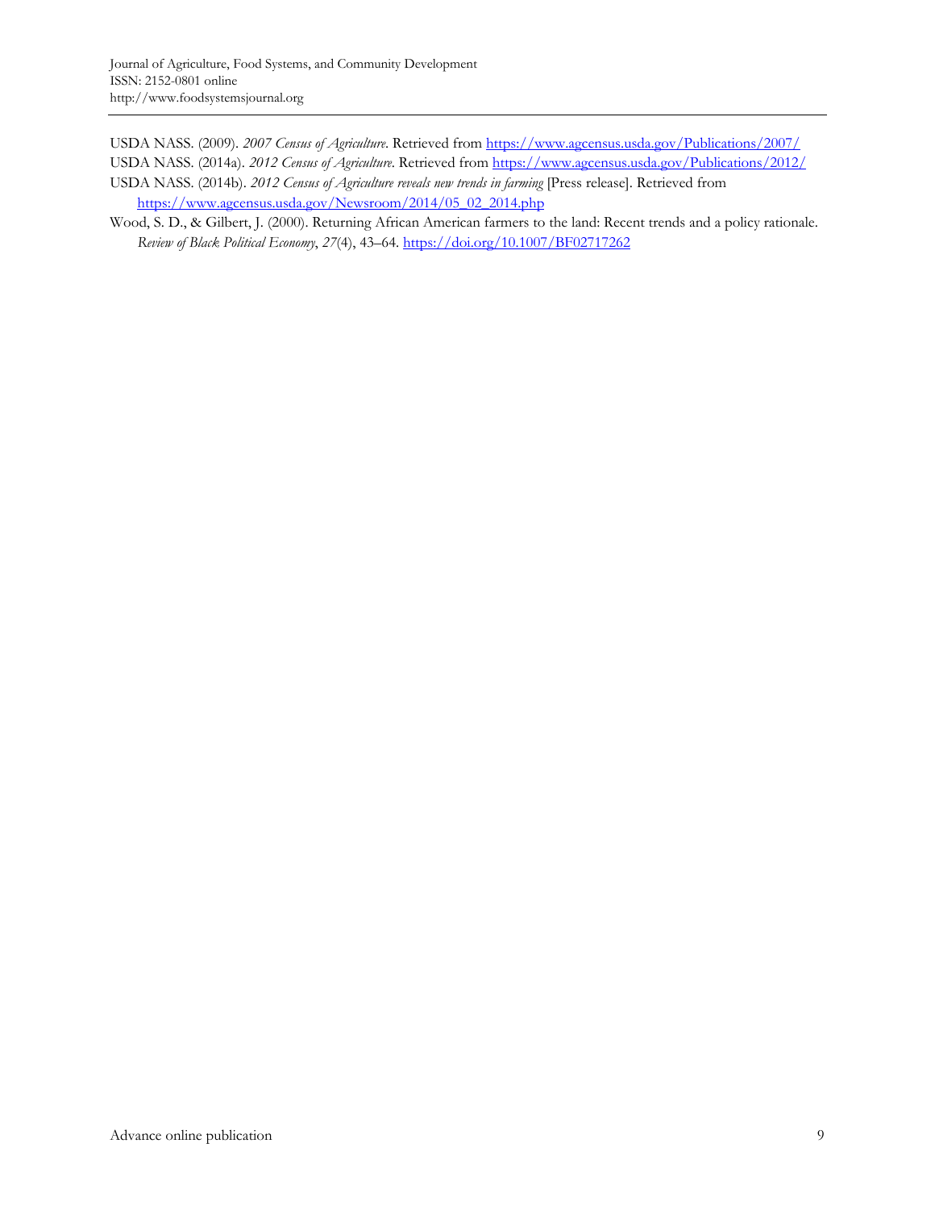USDA NASS. (2009). *2007 Census of Agriculture*. Retrieved from https://www.agcensus.usda.gov/Publications/2007/

USDA NASS. (2014a). *2012 Census of Agriculture*. Retrieved from https://www.agcensus.usda.gov/Publications/2012/

USDA NASS. (2014b). *2012 Census of Agriculture reveals new trends in farming* [Press release]. Retrieved from https://www.agcensus.usda.gov/Newsroom/2014/05_02_2014.php

Wood, S. D., & Gilbert, J. (2000). Returning African American farmers to the land: Recent trends and a policy rationale. *Review of Black Political Economy*, *27*(4), 43–64. https://doi.org/10.1007/BF02717262